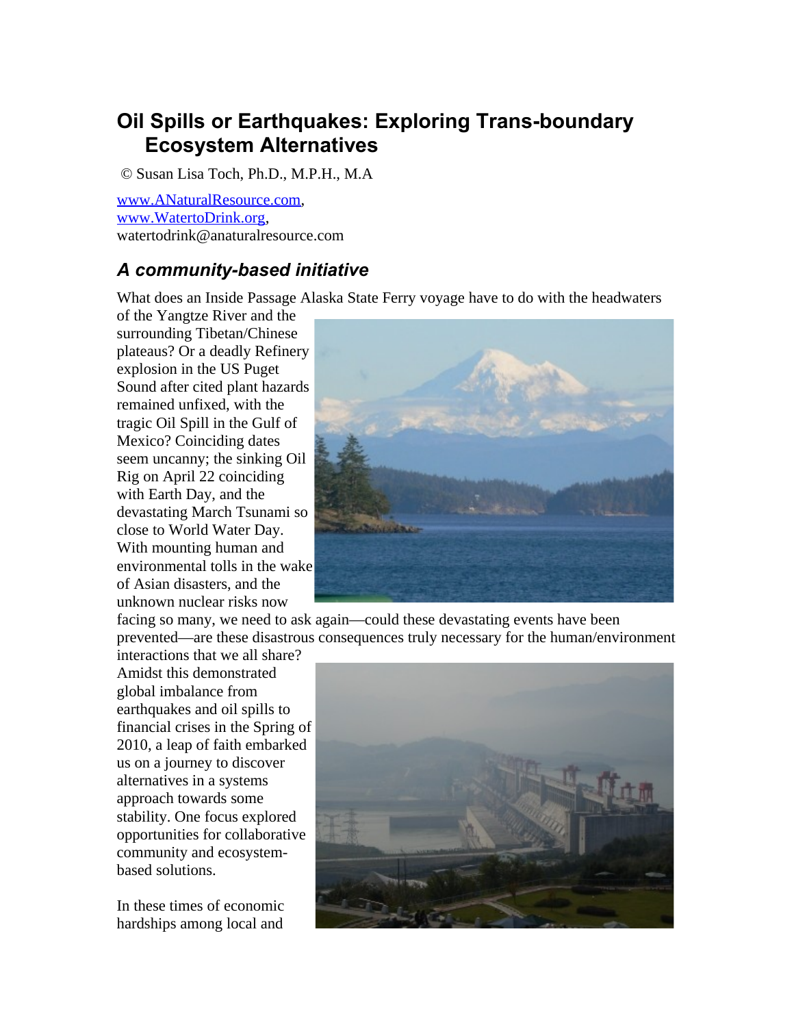# Oil Spills or Earthquakes: Exploring Trans-boundary Ecosystem Alternatives

© Susan Lisa Toch, Ph.D., M.P.H., M.A

www.ANaturalResource.com,
www.WatertoDrink.org,
watertodrink@anaturalresource.com

## *A community-based initiative*

What does an Inside Passage Alaska State Ferry voyage have to do with the headwaters of the Yangtze River and the surrounding Tibetan/Chinese plateaus? Or a deadly Refinery explosion in the US Puget Sound after cited plant hazards remained unfixed, with the tragic Oil Spill in the Gulf of Mexico? Coinciding dates seem uncanny; the sinking Oil Rig on April 22 coinciding with Earth Day, and the devastating March Tsunami so close to World Water Day. With mounting human and environmental tolls in the wake of Asian disasters, and the unknown nuclear risks now facing so many, we need to ask again—could these devastating events have been prevented—are these disastrous consequences truly necessary for the human/environment interactions that we all share? Amidst this demonstrated global imbalance from earthquakes and oil spills to financial crises in the Spring of 2010, a leap of faith embarked us on a journey to discover alternatives in a systems approach towards some stability. One focus explored opportunities for collaborative community and ecosystem-based solutions.

In these times of economic hardships among local and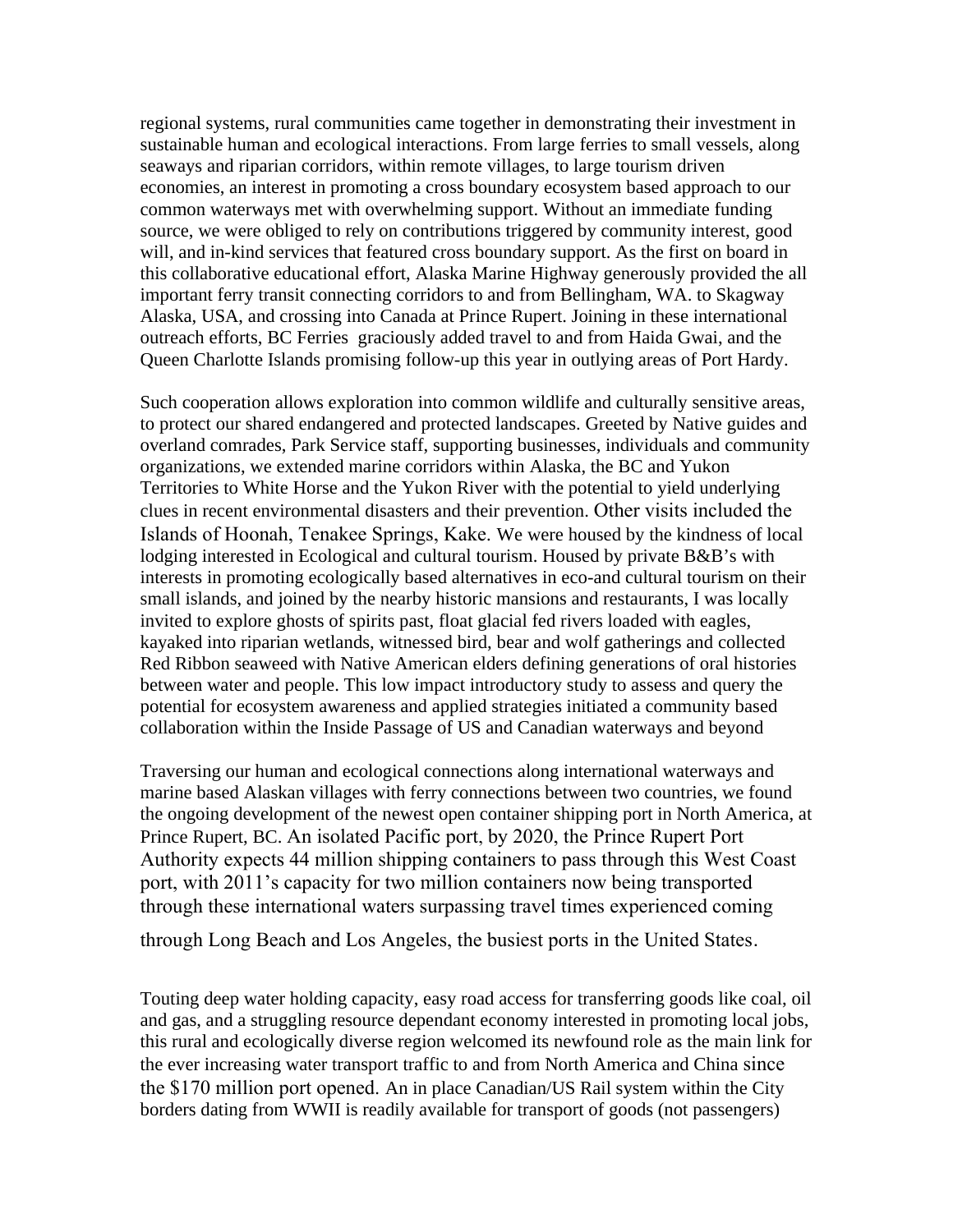regional systems, rural communities came together in demonstrating their investment in sustainable human and ecological interactions. From large ferries to small vessels, along seaways and riparian corridors, within remote villages, to large tourism driven economies, an interest in promoting a cross boundary ecosystem based approach to our common waterways met with overwhelming support. Without an immediate funding source, we were obliged to rely on contributions triggered by community interest, good will, and in-kind services that featured cross boundary support. As the first on board in this collaborative educational effort, Alaska Marine Highway generously provided the all important ferry transit connecting corridors to and from Bellingham, WA. to Skagway Alaska, USA, and crossing into Canada at Prince Rupert. Joining in these international outreach efforts, BC Ferries graciously added travel to and from Haida Gwai, and the Queen Charlotte Islands promising follow-up this year in outlying areas of Port Hardy.

Such cooperation allows exploration into common wildlife and culturally sensitive areas, to protect our shared endangered and protected landscapes. Greeted by Native guides and overland comrades, Park Service staff, supporting businesses, individuals and community organizations, we extended marine corridors within Alaska, the BC and Yukon Territories to White Horse and the Yukon River with the potential to yield underlying clues in recent environmental disasters and their prevention. Other visits included the Islands of Hoonah, Tenakee Springs, Kake. We were housed by the kindness of local lodging interested in Ecological and cultural tourism. Housed by private B&B's with interests in promoting ecologically based alternatives in eco-and cultural tourism on their small islands, and joined by the nearby historic mansions and restaurants, I was locally invited to explore ghosts of spirits past, float glacial fed rivers loaded with eagles, kayaked into riparian wetlands, witnessed bird, bear and wolf gatherings and collected Red Ribbon seaweed with Native American elders defining generations of oral histories between water and people. This low impact introductory study to assess and query the potential for ecosystem awareness and applied strategies initiated a community based collaboration within the Inside Passage of US and Canadian waterways and beyond

Traversing our human and ecological connections along international waterways and marine based Alaskan villages with ferry connections between two countries, we found the ongoing development of the newest open container shipping port in North America, at Prince Rupert, BC. An isolated Pacific port, by 2020, the Prince Rupert Port Authority expects 44 million shipping containers to pass through this West Coast port, with 2011's capacity for two million containers now being transported through these international waters surpassing travel times experienced coming through Long Beach and Los Angeles, the busiest ports in the United States.

Touting deep water holding capacity, easy road access for transferring goods like coal, oil and gas, and a struggling resource dependant economy interested in promoting local jobs, this rural and ecologically diverse region welcomed its newfound role as the main link for the ever increasing water transport traffic to and from North America and China since the $170 million port opened. An in place Canadian/US Rail system within the City borders dating from WWII is readily available for transport of goods (not passengers)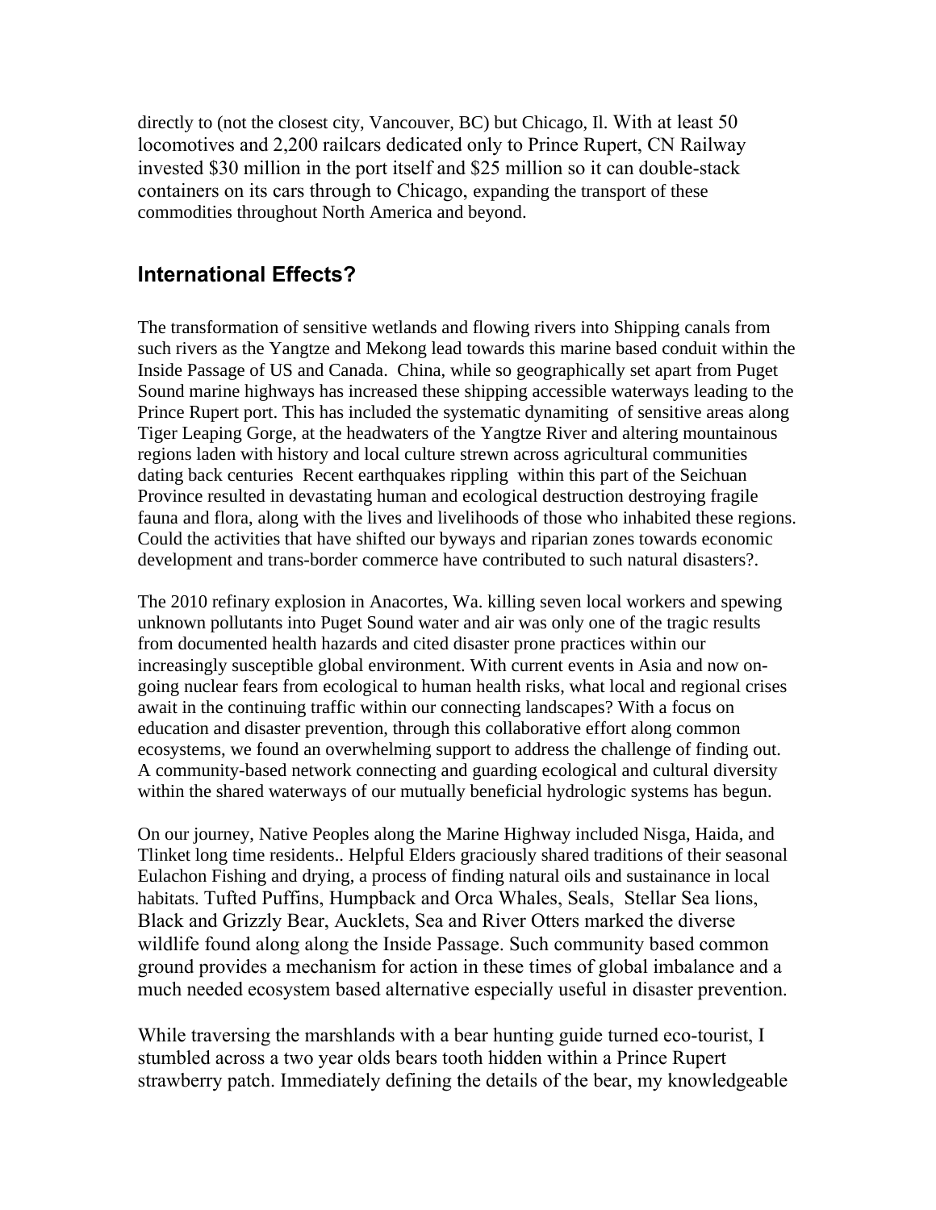directly to (not the closest city, Vancouver, BC) but Chicago, Il. With at least 50 locomotives and 2,200 railcars dedicated only to Prince Rupert, CN Railway invested $30 million in the port itself and $25 million so it can double-stack containers on its cars through to Chicago, expanding the transport of these commodities throughout North America and beyond.

## International Effects?

The transformation of sensitive wetlands and flowing rivers into Shipping canals from such rivers as the Yangtze and Mekong lead towards this marine based conduit within the Inside Passage of US and Canada. China, while so geographically set apart from Puget Sound marine highways has increased these shipping accessible waterways leading to the Prince Rupert port. This has included the systematic dynamiting of sensitive areas along Tiger Leaping Gorge, at the headwaters of the Yangtze River and altering mountainous regions laden with history and local culture strewn across agricultural communities dating back centuries Recent earthquakes rippling within this part of the Seichuan Province resulted in devastating human and ecological destruction destroying fragile fauna and flora, along with the lives and livelihoods of those who inhabited these regions. Could the activities that have shifted our byways and riparian zones towards economic development and trans-border commerce have contributed to such natural disasters?.

The 2010 refinary explosion in Anacortes, Wa. killing seven local workers and spewing unknown pollutants into Puget Sound water and air was only one of the tragic results from documented health hazards and cited disaster prone practices within our increasingly susceptible global environment. With current events in Asia and now on-going nuclear fears from ecological to human health risks, what local and regional crises await in the continuing traffic within our connecting landscapes? With a focus on education and disaster prevention, through this collaborative effort along common ecosystems, we found an overwhelming support to address the challenge of finding out. A community-based network connecting and guarding ecological and cultural diversity within the shared waterways of our mutually beneficial hydrologic systems has begun.

On our journey, Native Peoples along the Marine Highway included Nisga, Haida, and Tlinket long time residents.. Helpful Elders graciously shared traditions of their seasonal Eulachon Fishing and drying, a process of finding natural oils and sustainance in local habitats. Tufted Puffins, Humpback and Orca Whales, Seals, Stellar Sea lions, Black and Grizzly Bear, Aucklets, Sea and River Otters marked the diverse wildlife found along along the Inside Passage. Such community based common ground provides a mechanism for action in these times of global imbalance and a much needed ecosystem based alternative especially useful in disaster prevention.

While traversing the marshlands with a bear hunting guide turned eco-tourist, I stumbled across a two year olds bears tooth hidden within a Prince Rupert strawberry patch. Immediately defining the details of the bear, my knowledgeable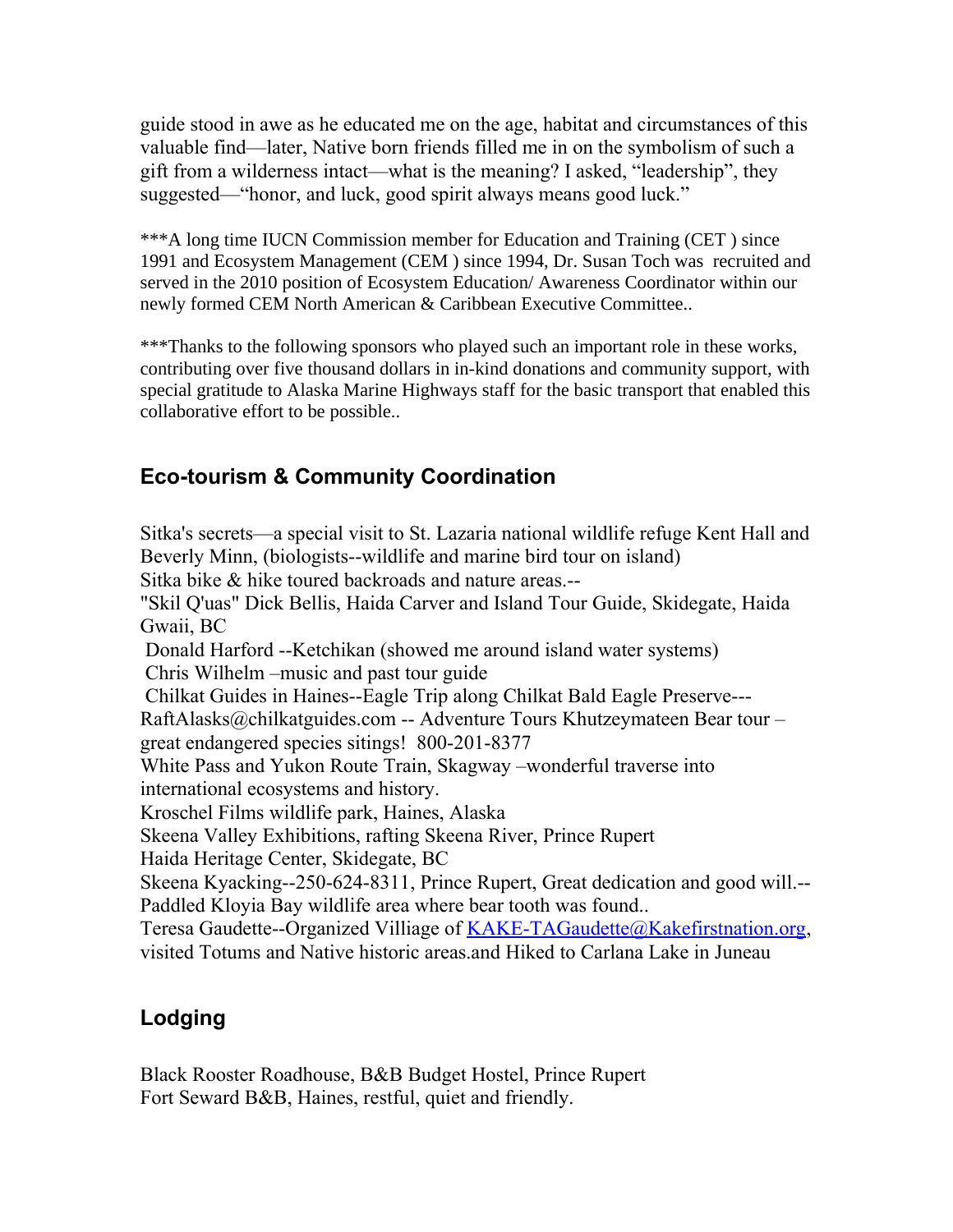guide stood in awe as he educated me on the age, habitat and circumstances of this valuable find—later, Native born friends filled me in on the symbolism of such a gift from a wilderness intact—what is the meaning? I asked, "leadership", they suggested—"honor, and luck, good spirit always means good luck."

***A long time IUCN Commission member for Education and Training (CET ) since 1991 and Ecosystem Management (CEM ) since 1994, Dr. Susan Toch was recruited and served in the 2010 position of Ecosystem Education/ Awareness Coordinator within our newly formed CEM North American & Caribbean Executive Committee..

***Thanks to the following sponsors who played such an important role in these works, contributing over five thousand dollars in in-kind donations and community support, with special gratitude to Alaska Marine Highways staff for the basic transport that enabled this collaborative effort to be possible..

## Eco-tourism & Community Coordination

Sitka's secrets—a special visit to St. Lazaria national wildlife refuge Kent Hall and Beverly Minn, (biologists--wildlife and marine bird tour on island)
Sitka bike & hike toured backroads and nature areas.--
"Skil Q'uas" Dick Bellis, Haida Carver and Island Tour Guide, Skidegate, Haida Gwaii, BC
Donald Harford --Ketchikan (showed me around island water systems)
Chris Wilhelm –music and past tour guide
Chilkat Guides in Haines--Eagle Trip along Chilkat Bald Eagle Preserve---
RaftAlasks@chilkatguides.com -- Adventure Tours Khutzeymateen Bear tour – great endangered species sitings! 800-201-8377
White Pass and Yukon Route Train, Skagway –wonderful traverse into international ecosystems and history.
Kroschel Films wildlife park, Haines, Alaska
Skeena Valley Exhibitions, rafting Skeena River, Prince Rupert
Haida Heritage Center, Skidegate, BC
Skeena Kyacking--250-624-8311, Prince Rupert, Great dedication and good will.--
Paddled Kloyia Bay wildlife area where bear tooth was found..
Teresa Gaudette--Organized Villiage of KAKE-TAGaudette@Kakefirstnation.org, visited Totums and Native historic areas.and Hiked to Carlana Lake in Juneau

## Lodging

Black Rooster Roadhouse, B&B Budget Hostel, Prince Rupert
Fort Seward B&B, Haines, restful, quiet and friendly.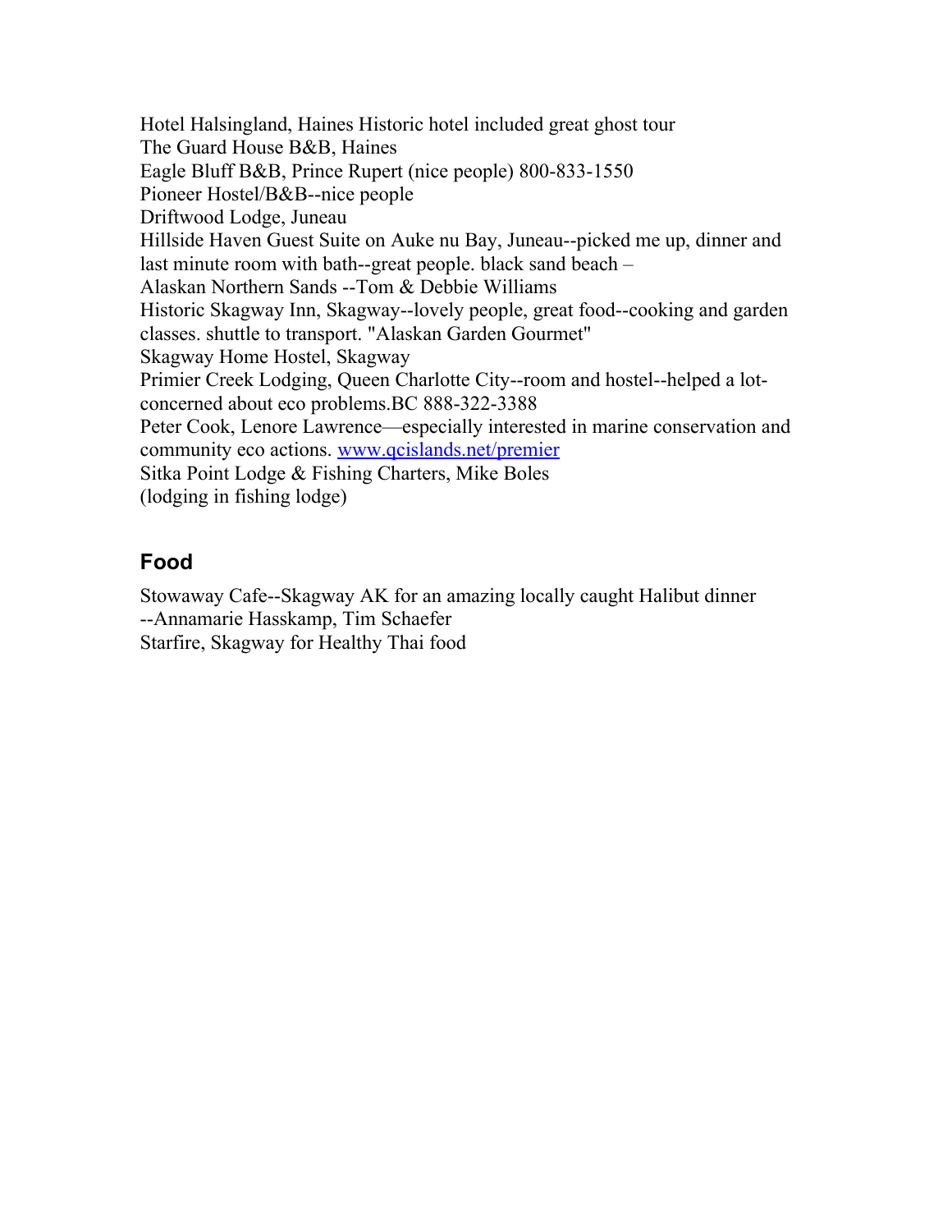Hotel Halsingland, Haines Historic hotel included great ghost tour
The Guard House B&B, Haines
Eagle Bluff B&B, Prince Rupert (nice people) 800-833-1550
Pioneer Hostel/B&B--nice people
Driftwood Lodge, Juneau
Hillside Haven Guest Suite on Auke nu Bay, Juneau--picked me up, dinner and last minute room with bath--great people. black sand beach –
Alaskan Northern Sands --Tom & Debbie Williams
Historic Skagway Inn, Skagway--lovely people, great food--cooking and garden classes. shuttle to transport. "Alaskan Garden Gourmet"
Skagway Home Hostel, Skagway
Primier Creek Lodging, Queen Charlotte City--room and hostel--helped a lot-concerned about eco problems.BC 888-322-3388
Peter Cook, Lenore Lawrence—especially interested in marine conservation and community eco actions. [www.qcislands.net/premier](www.qcislands.net/premier)
Sitka Point Lodge & Fishing Charters, Mike Boles
(lodging in fishing lodge)

## Food

Stowaway Cafe--Skagway AK for an amazing locally caught Halibut dinner
--Annamarie Hasskamp, Tim Schaefer
Starfire, Skagway for Healthy Thai food